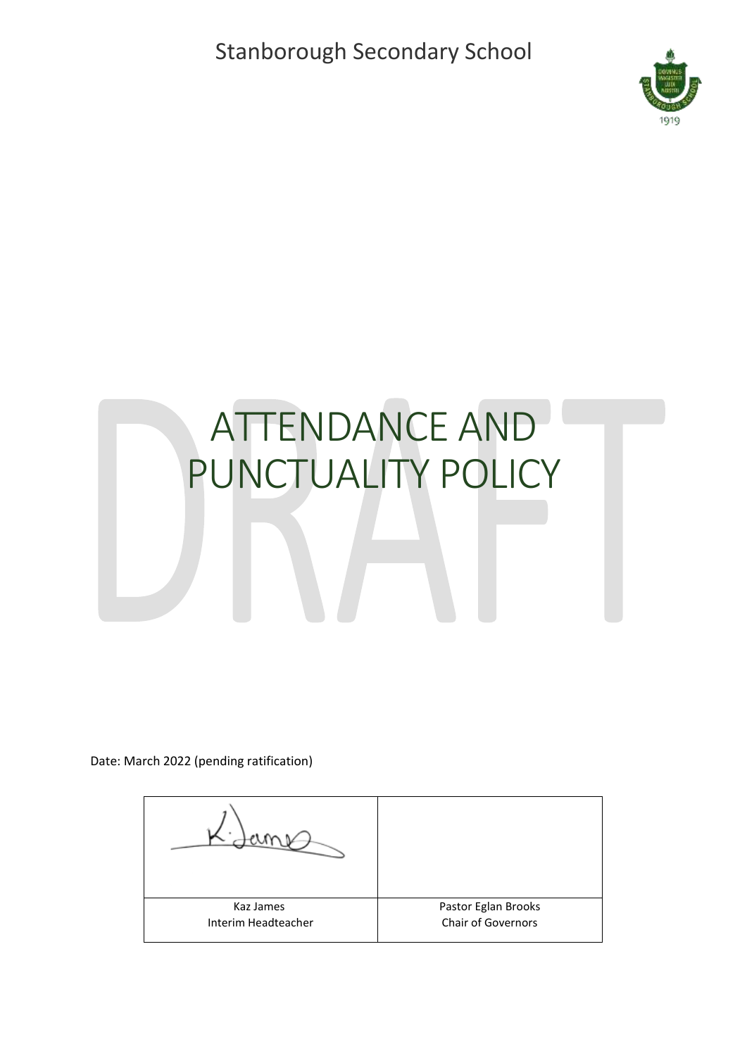Stanborough Secondary School

# ATTENDANCE AND PUNCTUALITY POLICY

DRAFT

Date: March 2022 (pending ratification)

| | |
|---|---|
| | |
| Kaz James<br>Interim Headteacher | Pastor Eglan Brooks<br>Chair of Governors |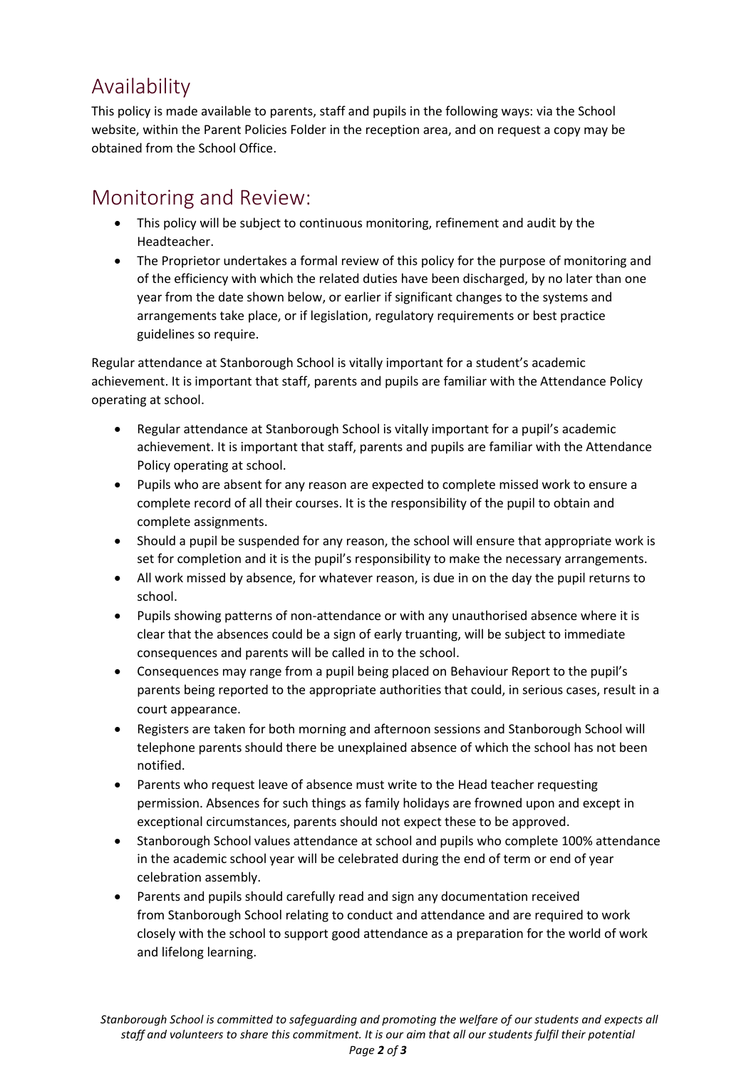## Availability

This policy is made available to parents, staff and pupils in the following ways: via the School website, within the Parent Policies Folder in the reception area, and on request a copy may be obtained from the School Office.

## Monitoring and Review:

- This policy will be subject to continuous monitoring, refinement and audit by the Headteacher.
- The Proprietor undertakes a formal review of this policy for the purpose of monitoring and of the efficiency with which the related duties have been discharged, by no later than one year from the date shown below, or earlier if significant changes to the systems and arrangements take place, or if legislation, regulatory requirements or best practice guidelines so require.

Regular attendance at Stanborough School is vitally important for a student's academic achievement. It is important that staff, parents and pupils are familiar with the Attendance Policy operating at school.

- Regular attendance at Stanborough School is vitally important for a pupil's academic achievement. It is important that staff, parents and pupils are familiar with the Attendance Policy operating at school.
- Pupils who are absent for any reason are expected to complete missed work to ensure a complete record of all their courses. It is the responsibility of the pupil to obtain and complete assignments.
- Should a pupil be suspended for any reason, the school will ensure that appropriate work is set for completion and it is the pupil's responsibility to make the necessary arrangements.
- All work missed by absence, for whatever reason, is due in on the day the pupil returns to school.
- Pupils showing patterns of non-attendance or with any unauthorised absence where it is clear that the absences could be a sign of early truanting, will be subject to immediate consequences and parents will be called in to the school.
- Consequences may range from a pupil being placed on Behaviour Report to the pupil's parents being reported to the appropriate authorities that could, in serious cases, result in a court appearance.
- Registers are taken for both morning and afternoon sessions and Stanborough School will telephone parents should there be unexplained absence of which the school has not been notified.
- Parents who request leave of absence must write to the Head teacher requesting permission. Absences for such things as family holidays are frowned upon and except in exceptional circumstances, parents should not expect these to be approved.
- Stanborough School values attendance at school and pupils who complete 100% attendance in the academic school year will be celebrated during the end of term or end of year celebration assembly.
- Parents and pupils should carefully read and sign any documentation received from Stanborough School relating to conduct and attendance and are required to work closely with the school to support good attendance as a preparation for the world of work and lifelong learning.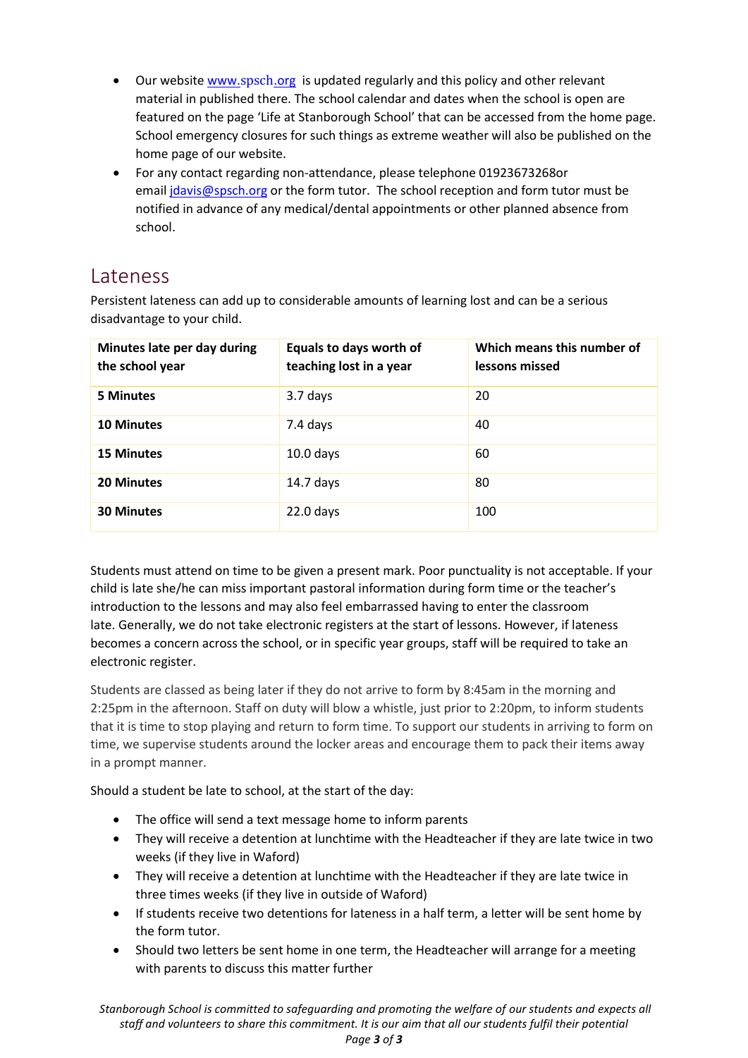- Our website www.spsch.org is updated regularly and this policy and other relevant material in published there. The school calendar and dates when the school is open are featured on the page 'Life at Stanborough School' that can be accessed from the home page. School emergency closures for such things as extreme weather will also be published on the home page of our website.
- For any contact regarding non-attendance, please telephone 01923673268or email jdavis@spsch.org or the form tutor. The school reception and form tutor must be notified in advance of any medical/dental appointments or other planned absence from school.

## Lateness

Persistent lateness can add up to considerable amounts of learning lost and can be a serious disadvantage to your child.

| Minutes late per day during the school year | Equals to days worth of teaching lost in a year | Which means this number of lessons missed |
|---|---|---|
| **5 Minutes** | 3.7 days | 20 |
| **10 Minutes** | 7.4 days | 40 |
| **15 Minutes** | 10.0 days | 60 |
| **20 Minutes** | 14.7 days | 80 |
| **30 Minutes** | 22.0 days | 100 |

Students must attend on time to be given a present mark. Poor punctuality is not acceptable. If your child is late she/he can miss important pastoral information during form time or the teacher's introduction to the lessons and may also feel embarrassed having to enter the classroom late. Generally, we do not take electronic registers at the start of lessons. However, if lateness becomes a concern across the school, or in specific year groups, staff will be required to take an electronic register.

Students are classed as being later if they do not arrive to form by 8:45am in the morning and 2:25pm in the afternoon. Staff on duty will blow a whistle, just prior to 2:20pm, to inform students that it is time to stop playing and return to form time. To support our students in arriving to form on time, we supervise students around the locker areas and encourage them to pack their items away in a prompt manner.

Should a student be late to school, at the start of the day:

- The office will send a text message home to inform parents
- They will receive a detention at lunchtime with the Headteacher if they are late twice in two weeks (if they live in Waford)
- They will receive a detention at lunchtime with the Headteacher if they are late twice in three times weeks (if they live in outside of Waford)
- If students receive two detentions for lateness in a half term, a letter will be sent home by the form tutor.
- Should two letters be sent home in one term, the Headteacher will arrange for a meeting with parents to discuss this matter further

*Stanborough School is committed to safeguarding and promoting the welfare of our students and expects all staff and volunteers to share this commitment. It is our aim that all our students fulfil their potential*